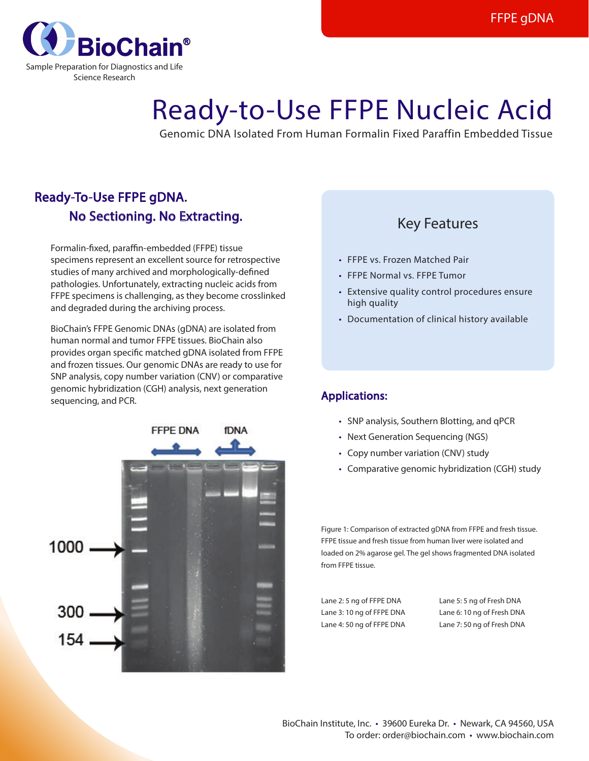FFPE gDNA

BioChain®

Sample Preparation for Diagnostics and Life Science Research

# Ready-to-Use FFPE Nucleic Acid

Genomic DNA Isolated From Human Formalin Fixed Paraffin Embedded Tissue

## Ready-To-Use FFPE gDNA. No Sectioning. No Extracting.

Formalin-fixed, paraffin-embedded (FFPE) tissue specimens represent an excellent source for retrospective studies of many archived and morphologically-defined pathologies. Unfortunately, extracting nucleic acids from FFPE specimens is challenging, as they become crosslinked and degraded during the archiving process.

BioChain's FFPE Genomic DNAs (gDNA) are isolated from human normal and tumor FFPE tissues. BioChain also provides organ specific matched gDNA isolated from FFPE and frozen tissues. Our genomic DNAs are ready to use for SNP analysis, copy number variation (CNV) or comparative genomic hybridization (CGH) analysis, next generation sequencing, and PCR.

FFPE DNA fDNA

1000

300

154

## Key Features

- FFPE vs. Frozen Matched Pair
- FFPE Normal vs. FFPE Tumor
- Extensive quality control procedures ensure high quality
- Documentation of clinical history available

## Applications:

- SNP analysis, Southern Blotting, and qPCR
- Next Generation Sequencing (NGS)
- Copy number variation (CNV) study
- Comparative genomic hybridization (CGH) study

Figure 1: Comparison of extracted gDNA from FFPE and fresh tissue. FFPE tissue and fresh tissue from human liver were isolated and loaded on 2% agarose gel. The gel shows fragmented DNA isolated from FFPE tissue.

Lane 2: 5 ng of FFPE DNA
Lane 3: 10 ng of FFPE DNA
Lane 4: 50 ng of FFPE DNA

Lane 5: 5 ng of Fresh DNA
Lane 6: 10 ng of Fresh DNA
Lane 7: 50 ng of Fresh DNA

BioChain Institute, Inc. • 39600 Eureka Dr. • Newark, CA 94560, USA
To order: order@biochain.com • www.biochain.com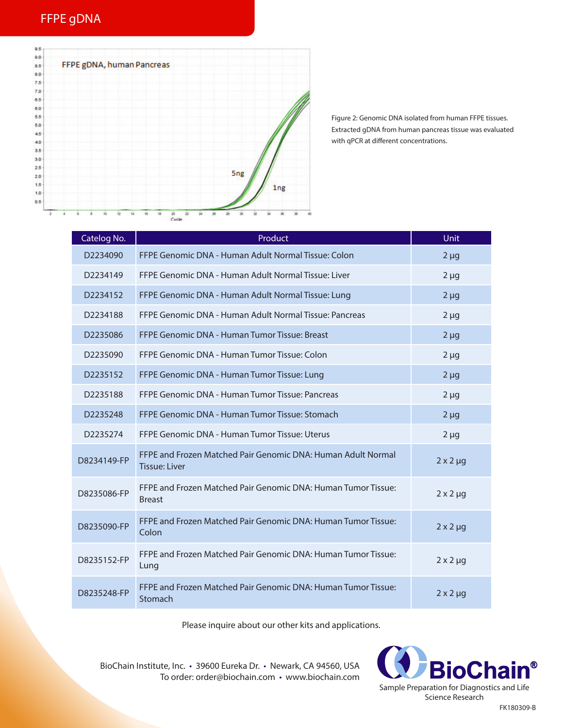# FFPE gDNA

FFPE gDNA, human Pancreas

5ng

1ng

Cycle

Figure 2: Genomic DNA isolated from human FFPE tissues. Extracted gDNA from human pancreas tissue was evaluated with qPCR at different concentrations.

| Catelog No. | Product | Unit |
|---|---|---|
| D2234090 | FFPE Genomic DNA - Human Adult Normal Tissue: Colon | 2 µg |
| D2234149 | FFPE Genomic DNA - Human Adult Normal Tissue: Liver | 2 µg |
| D2234152 | FFPE Genomic DNA - Human Adult Normal Tissue: Lung | 2 µg |
| D2234188 | FFPE Genomic DNA - Human Adult Normal Tissue: Pancreas | 2 µg |
| D2235086 | FFPE Genomic DNA - Human Tumor Tissue: Breast | 2 µg |
| D2235090 | FFPE Genomic DNA - Human Tumor Tissue: Colon | 2 µg |
| D2235152 | FFPE Genomic DNA - Human Tumor Tissue: Lung | 2 µg |
| D2235188 | FFPE Genomic DNA - Human Tumor Tissue: Pancreas | 2 µg |
| D2235248 | FFPE Genomic DNA - Human Tumor Tissue: Stomach | 2 µg |
| D2235274 | FFPE Genomic DNA - Human Tumor Tissue: Uterus | 2 µg |
| D8234149-FP | FFPE and Frozen Matched Pair Genomic DNA: Human Adult Normal Tissue: Liver | 2 x 2 µg |
| D8235086-FP | FFPE and Frozen Matched Pair Genomic DNA: Human Tumor Tissue: Breast | 2 x 2 µg |
| D8235090-FP | FFPE and Frozen Matched Pair Genomic DNA: Human Tumor Tissue: Colon | 2 x 2 µg |
| D8235152-FP | FFPE and Frozen Matched Pair Genomic DNA: Human Tumor Tissue: Lung | 2 x 2 µg |
| D8235248-FP | FFPE and Frozen Matched Pair Genomic DNA: Human Tumor Tissue: Stomach | 2 x 2 µg |

Please inquire about our other kits and applications.

BioChain Institute, Inc. • 39600 Eureka Dr. • Newark, CA 94560, USA
To order: order@biochain.com • www.biochain.com

BioChain®
Sample Preparation for Diagnostics and Life Science Research

FK180309-B